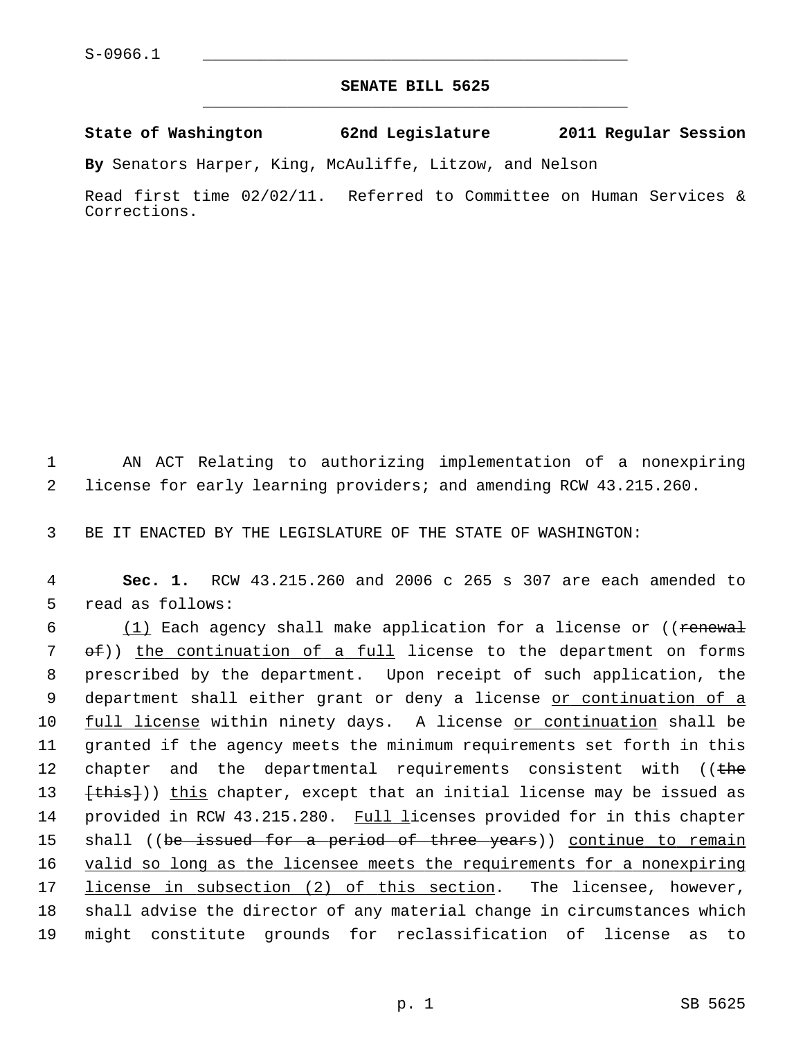S-0966.1

# SENATE BILL 5625

**State of Washington 62nd Legislature 2011 Regular Session**

**By** Senators Harper, King, McAuliffe, Litzow, and Nelson

Read first time 02/02/11. Referred to Committee on Human Services & Corrections.

AN ACT Relating to authorizing implementation of a nonexpiring license for early learning providers; and amending RCW 43.215.260.

BE IT ENACTED BY THE LEGISLATURE OF THE STATE OF WASHINGTON:

**Sec. 1.** RCW 43.215.260 and 2006 c 265 s 307 are each amended to read as follows:

(1) Each agency shall make application for a license or ((~~renewal of~~)) the continuation of a full license to the department on forms prescribed by the department. Upon receipt of such application, the department shall either grant or deny a license or continuation of a full license within ninety days. A license or continuation shall be granted if the agency meets the minimum requirements set forth in this chapter and the departmental requirements consistent with ((~~the [this]~~)) this chapter, except that an initial license may be issued as provided in RCW 43.215.280. Full licenses provided for in this chapter shall ((~~be issued for a period of three years~~)) continue to remain valid so long as the licensee meets the requirements for a nonexpiring license in subsection (2) of this section. The licensee, however, shall advise the director of any material change in circumstances which might constitute grounds for reclassification of license as to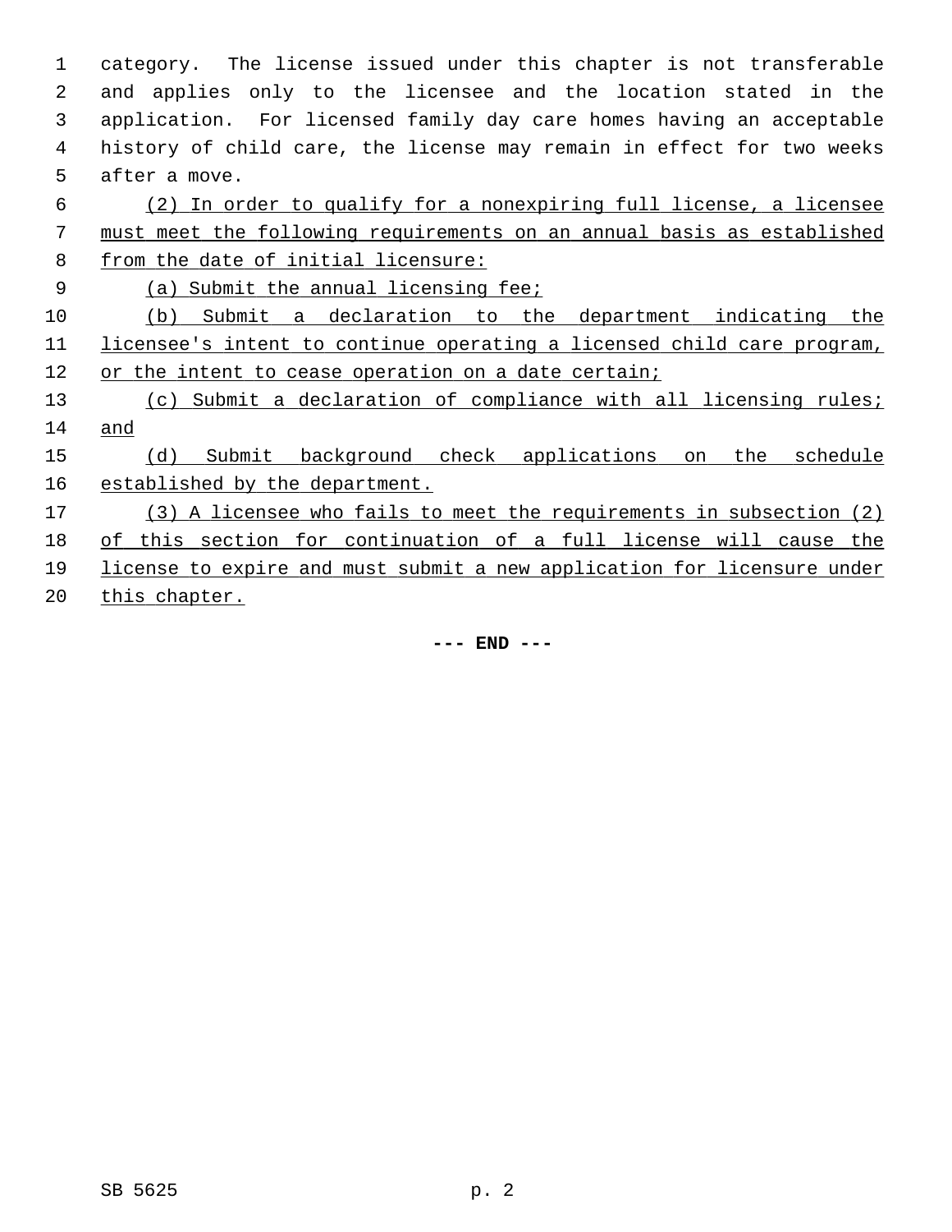category. The license issued under this chapter is not transferable and applies only to the licensee and the location stated in the application. For licensed family day care homes having an acceptable history of child care, the license may remain in effect for two weeks after a move.

(2) In order to qualify for a nonexpiring full license, a licensee must meet the following requirements on an annual basis as established from the date of initial licensure:

(a) Submit the annual licensing fee;

(b) Submit a declaration to the department indicating the licensee's intent to continue operating a licensed child care program, or the intent to cease operation on a date certain;

(c) Submit a declaration of compliance with all licensing rules; and

(d) Submit background check applications on the schedule established by the department.

(3) A licensee who fails to meet the requirements in subsection (2) of this section for continuation of a full license will cause the license to expire and must submit a new application for licensure under this chapter.

**--- END ---**